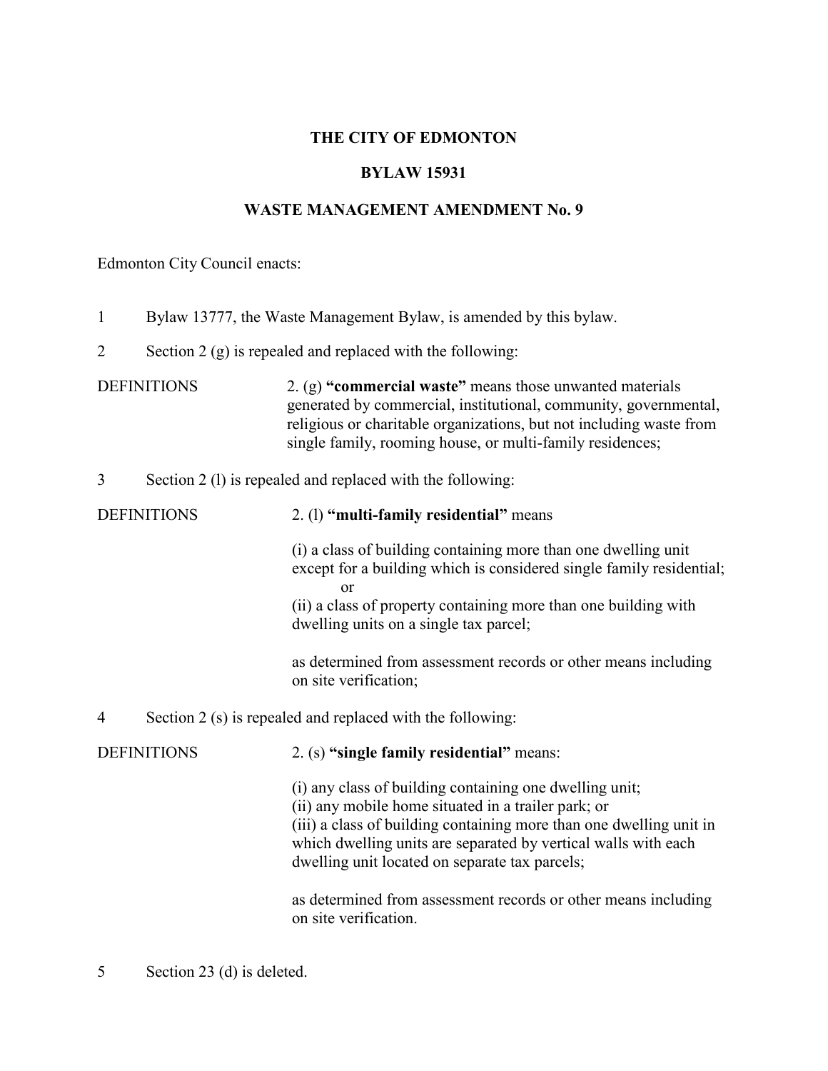# THE CITY OF EDMONTON

## BYLAW 15931

## WASTE MANAGEMENT AMENDMENT No. 9

Edmonton City Council enacts:

1 Bylaw 13777, the Waste Management Bylaw, is amended by this bylaw.

2 Section 2 (g) is repealed and replaced with the following:

DEFINITIONS 2. (g) **"commercial waste"** means those unwanted materials generated by commercial, institutional, community, governmental, religious or charitable organizations, but not including waste from single family, rooming house, or multi-family residences;

3 Section 2 (l) is repealed and replaced with the following:

DEFINITIONS 2. (l) **"multi-family residential"** means

(i) a class of building containing more than one dwelling unit except for a building which is considered single family residential;
or
(ii) a class of property containing more than one building with dwelling units on a single tax parcel;

as determined from assessment records or other means including on site verification;

4 Section 2 (s) is repealed and replaced with the following:

DEFINITIONS 2. (s) **"single family residential"** means:

(i) any class of building containing one dwelling unit;
(ii) any mobile home situated in a trailer park; or
(iii) a class of building containing more than one dwelling unit in which dwelling units are separated by vertical walls with each dwelling unit located on separate tax parcels;

as determined from assessment records or other means including on site verification.

5 Section 23 (d) is deleted.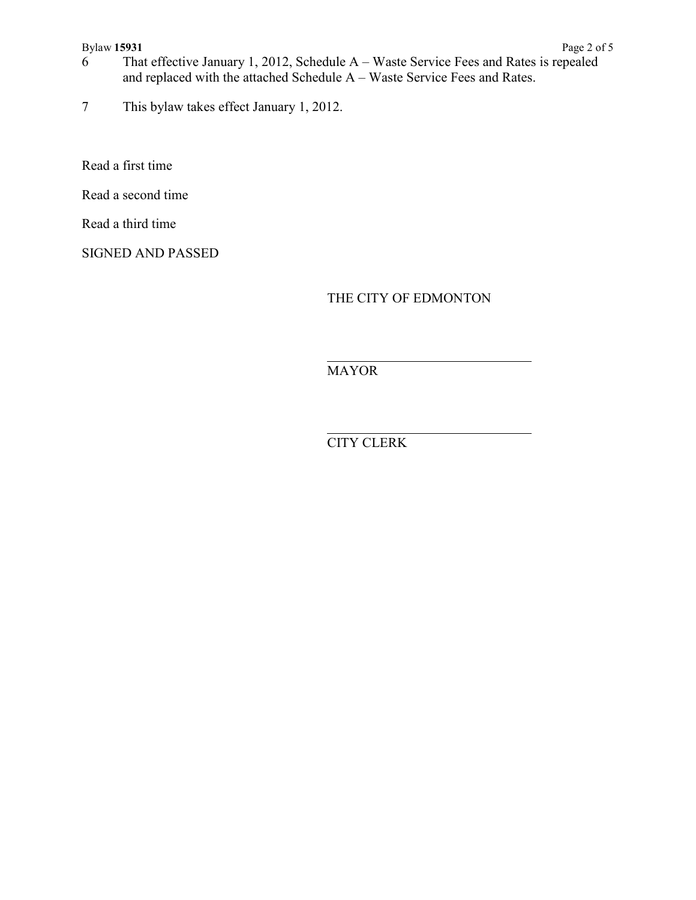6 That effective January 1, 2012, Schedule A – Waste Service Fees and Rates is repealed and replaced with the attached Schedule A – Waste Service Fees and Rates.

7 This bylaw takes effect January 1, 2012.

Read a first time

Read a second time

Read a third time

SIGNED AND PASSED

THE CITY OF EDMONTON

_______________________________
MAYOR

_______________________________
CITY CLERK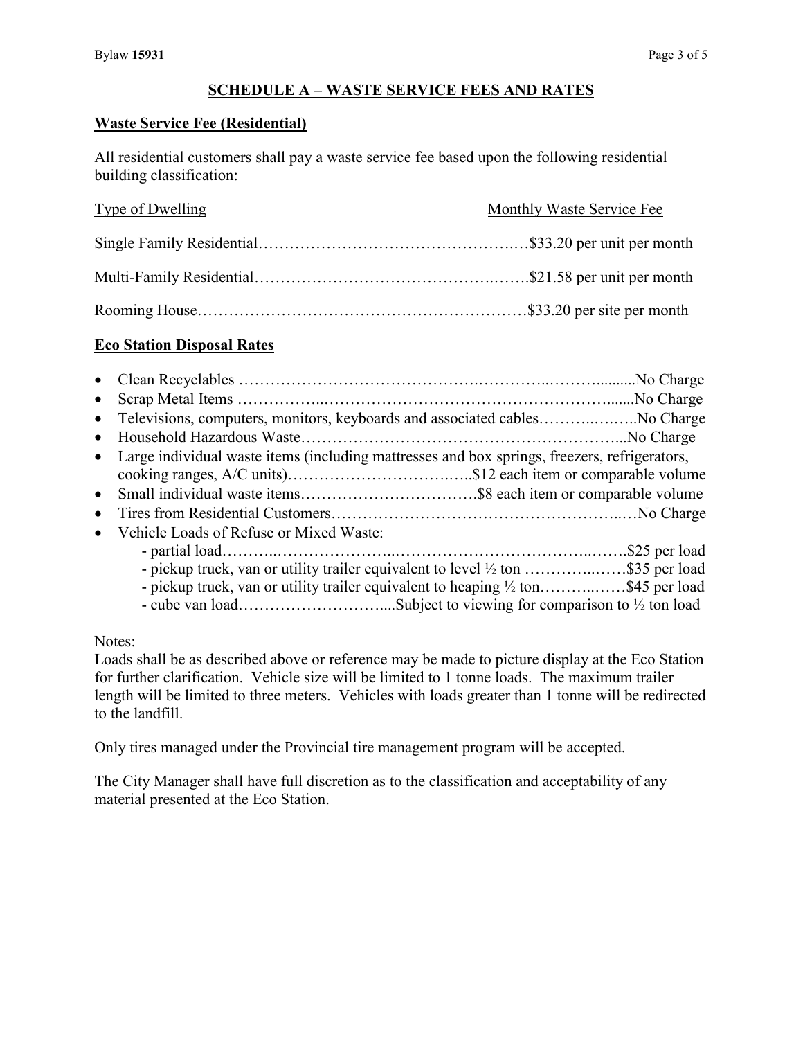## SCHEDULE A – WASTE SERVICE FEES AND RATES

### Waste Service Fee (Residential)

All residential customers shall pay a waste service fee based upon the following residential building classification:

| Type of Dwelling | Monthly Waste Service Fee |
|---|---|
| Single Family Residential | $33.20 per unit per month |
| Multi-Family Residential | $21.58 per unit per month |
| Rooming House | $33.20 per site per month |

### Eco Station Disposal Rates

- Clean Recyclables ................................................ No Charge
- Scrap Metal Items ................................................ No Charge
- Televisions, computers, monitors, keyboards and associated cables ................ No Charge
- Household Hazardous Waste ................................................ No Charge
- Large individual waste items (including mattresses and box springs, freezers, refrigerators, cooking ranges, A/C units) ................ $12 each item or comparable volume
- Small individual waste items ................ $8 each item or comparable volume
- Tires from Residential Customers ................................................ No Charge
- Vehicle Loads of Refuse or Mixed Waste:
  - partial load ................................................ $25 per load
  - pickup truck, van or utility trailer equivalent to level ½ ton ................ $35 per load
  - pickup truck, van or utility trailer equivalent to heaping ½ ton ................ $45 per load
  - cube van load ................ Subject to viewing for comparison to ½ ton load

Notes:
Loads shall be as described above or reference may be made to picture display at the Eco Station for further clarification. Vehicle size will be limited to 1 tonne loads. The maximum trailer length will be limited to three meters. Vehicles with loads greater than 1 tonne will be redirected to the landfill.

Only tires managed under the Provincial tire management program will be accepted.

The City Manager shall have full discretion as to the classification and acceptability of any material presented at the Eco Station.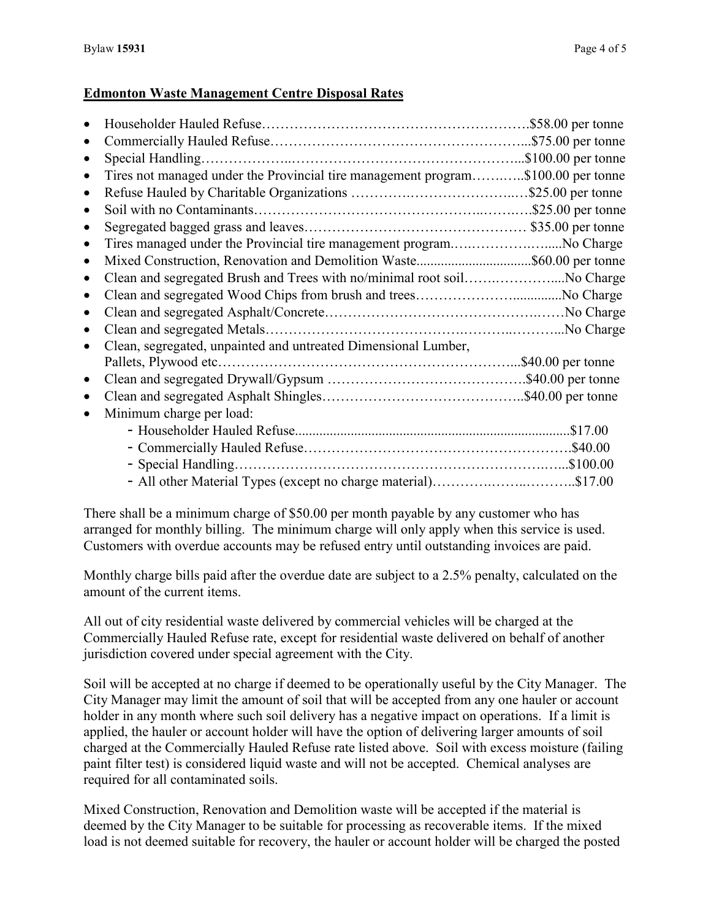**Edmonton Waste Management Centre Disposal Rates**

- Householder Hauled Refuse……………………………………………….$58.00 per tonne
- Commercially Hauled Refuse……………………………………………...$75.00 per tonne
- Special Handling………………..……………………………………...$100.00 per tonne
- Tires not managed under the Provincial tire management program……..…..$100.00 per tonne
- Refuse Hauled by Charitable Organizations ……….……………………..…$25.00 per tonne
- Soil with no Contaminants……………………………………..……..….$25.00 per tonne
- Segregated bagged grass and leaves……………………………………… $35.00 per tonne
- Tires managed under the Provincial tire management program.….…………..…....No Charge
- Mixed Construction, Renovation and Demolition Waste...............................$60.00 per tonne
- Clean and segregated Brush and Trees with no/minimal root soil…….…………....No Charge
- Clean and segregated Wood Chips from brush and trees………………….............No Charge
- Clean and segregated Asphalt/Concrete…………………………………….……No Charge
- Clean and segregated Metals…………………………………..……..………...No Charge
- Clean, segregated, unpainted and untreated Dimensional Lumber, Pallets, Plywood etc……………………………………………………...$40.00 per tonne
- Clean and segregated Drywall/Gypsum …………………………………….$40.00 per tonne
- Clean and segregated Asphalt Shingles…………………………………..$40.00 per tonne
- Minimum charge per load:
  - Householder Hauled Refuse...............................................................................$17.00
  - Commercially Hauled Refuse………………………………………………….$40.00
  - Special Handling…………………………………………………….…...$100.00
  - All other Material Types (except no charge material)………….……..………..$17.00

There shall be a minimum charge of $50.00 per month payable by any customer who has arranged for monthly billing. The minimum charge will only apply when this service is used. Customers with overdue accounts may be refused entry until outstanding invoices are paid.

Monthly charge bills paid after the overdue date are subject to a 2.5% penalty, calculated on the amount of the current items.

All out of city residential waste delivered by commercial vehicles will be charged at the Commercially Hauled Refuse rate, except for residential waste delivered on behalf of another jurisdiction covered under special agreement with the City.

Soil will be accepted at no charge if deemed to be operationally useful by the City Manager. The City Manager may limit the amount of soil that will be accepted from any one hauler or account holder in any month where such soil delivery has a negative impact on operations. If a limit is applied, the hauler or account holder will have the option of delivering larger amounts of soil charged at the Commercially Hauled Refuse rate listed above. Soil with excess moisture (failing paint filter test) is considered liquid waste and will not be accepted. Chemical analyses are required for all contaminated soils.

Mixed Construction, Renovation and Demolition waste will be accepted if the material is deemed by the City Manager to be suitable for processing as recoverable items. If the mixed load is not deemed suitable for recovery, the hauler or account holder will be charged the posted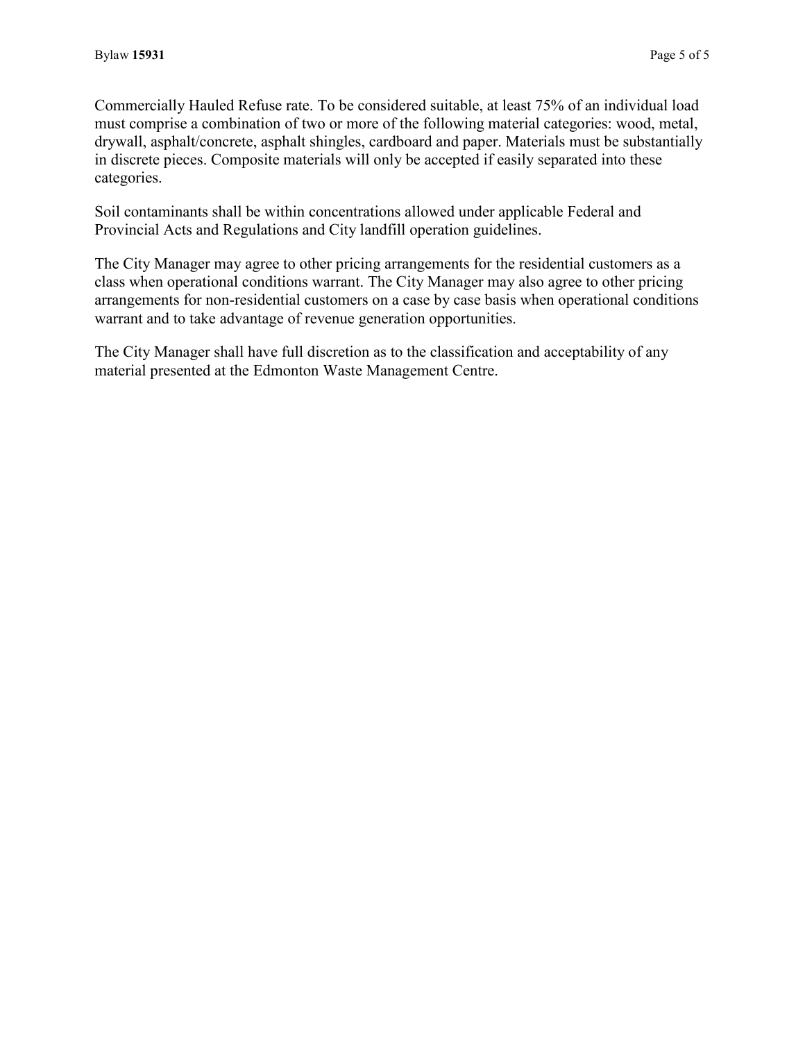Commercially Hauled Refuse rate. To be considered suitable, at least 75% of an individual load must comprise a combination of two or more of the following material categories: wood, metal, drywall, asphalt/concrete, asphalt shingles, cardboard and paper. Materials must be substantially in discrete pieces. Composite materials will only be accepted if easily separated into these categories.

Soil contaminants shall be within concentrations allowed under applicable Federal and Provincial Acts and Regulations and City landfill operation guidelines.

The City Manager may agree to other pricing arrangements for the residential customers as a class when operational conditions warrant. The City Manager may also agree to other pricing arrangements for non-residential customers on a case by case basis when operational conditions warrant and to take advantage of revenue generation opportunities.

The City Manager shall have full discretion as to the classification and acceptability of any material presented at the Edmonton Waste Management Centre.